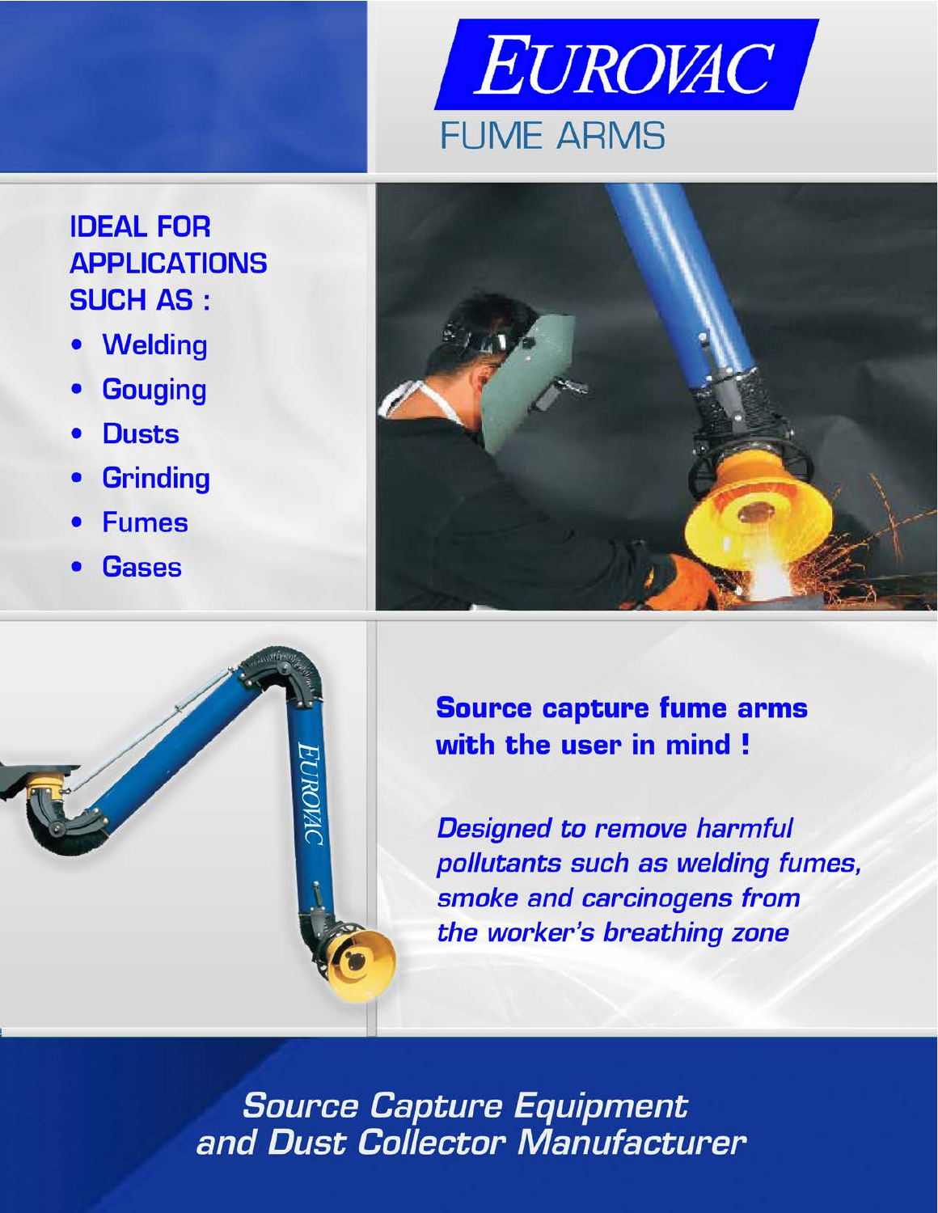# EUROVAC

## FUME ARMS

### IDEAL FOR APPLICATIONS SUCH AS :

- Welding
- Gouging
- Dusts
- Grinding
- Fumes
- Gases

**Source capture fume arms with the user in mind !**

***Designed to remove harmful pollutants such as welding fumes, smoke and carcinogens from the worker's breathing zone***

*Source Capture Equipment and Dust Collector Manufacturer*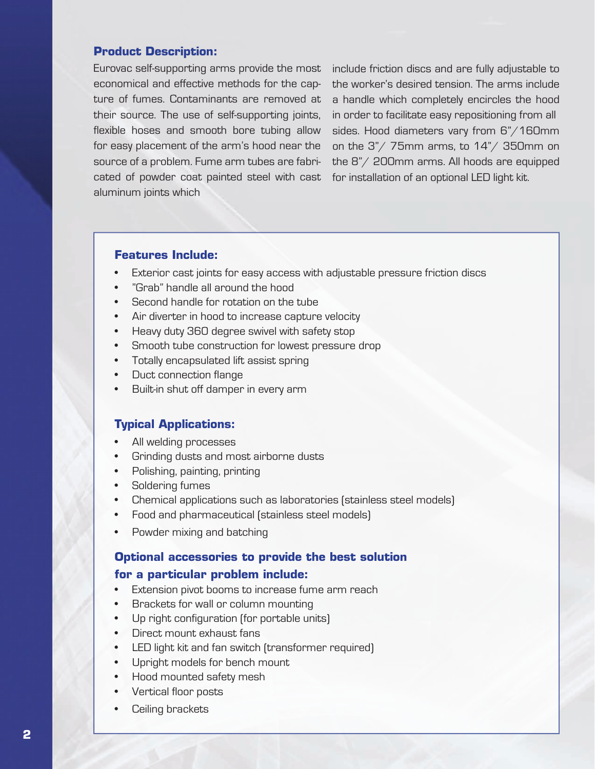## Product Description:

Eurovac self-supporting arms provide the most economical and effective methods for the capture of fumes. Contaminants are removed at their source. The use of self-supporting joints, flexible hoses and smooth bore tubing allow for easy placement of the arm's hood near the source of a problem. Fume arm tubes are fabricated of powder coat painted steel with cast aluminum joints which include friction discs and are fully adjustable to the worker's desired tension. The arms include a handle which completely encircles the hood in order to facilitate easy repositioning from all sides. Hood diameters vary from 6"/160mm on the 3"/ 75mm arms, to 14"/ 350mm on the 8"/ 200mm arms. All hoods are equipped for installation of an optional LED light kit.

### Features Include:

- Exterior cast joints for easy access with adjustable pressure friction discs
- "Grab" handle all around the hood
- Second handle for rotation on the tube
- Air diverter in hood to increase capture velocity
- Heavy duty 360 degree swivel with safety stop
- Smooth tube construction for lowest pressure drop
- Totally encapsulated lift assist spring
- Duct connection flange
- Built-in shut off damper in every arm

### Typical Applications:

- All welding processes
- Grinding dusts and most airborne dusts
- Polishing, painting, printing
- Soldering fumes
- Chemical applications such as laboratories (stainless steel models)
- Food and pharmaceutical (stainless steel models)
- Powder mixing and batching

### Optional accessories to provide the best solution for a particular problem include:

- Extension pivot booms to increase fume arm reach
- Brackets for wall or column mounting
- Up right configuration (for portable units)
- Direct mount exhaust fans
- LED light kit and fan switch (transformer required)
- Upright models for bench mount
- Hood mounted safety mesh
- Vertical floor posts
- Ceiling brackets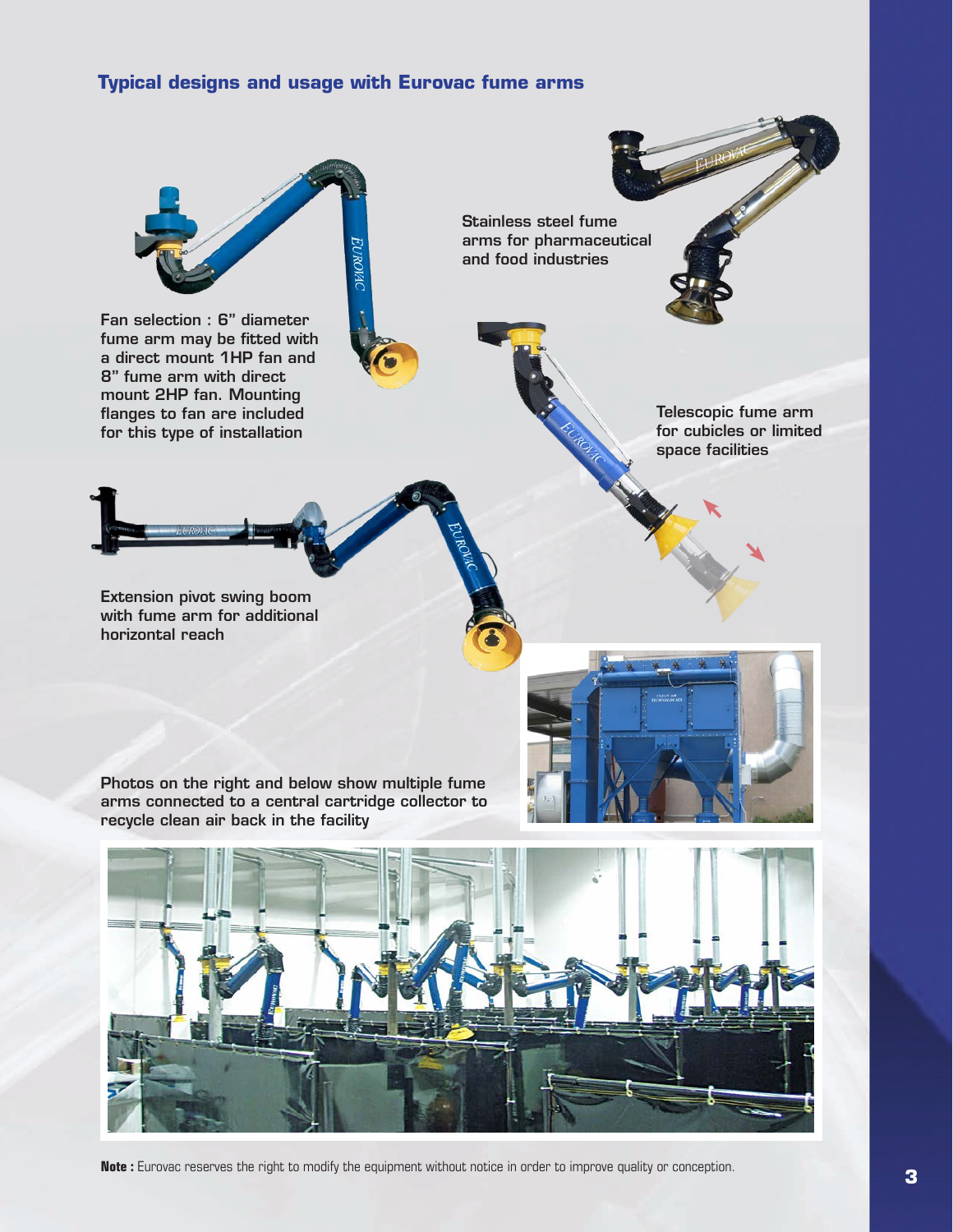## Typical designs and usage with Eurovac fume arms

Stainless steel fume arms for pharmaceutical and food industries

Fan selection : 6" diameter fume arm may be fitted with a direct mount 1HP fan and 8" fume arm with direct mount 2HP fan. Mounting flanges to fan are included for this type of installation

Telescopic fume arm for cubicles or limited space facilities

Extension pivot swing boom with fume arm for additional horizontal reach

Photos on the right and below show multiple fume arms connected to a central cartridge collector to recycle clean air back in the facility

**Note :** Eurovac reserves the right to modify the equipment without notice in order to improve quality or conception.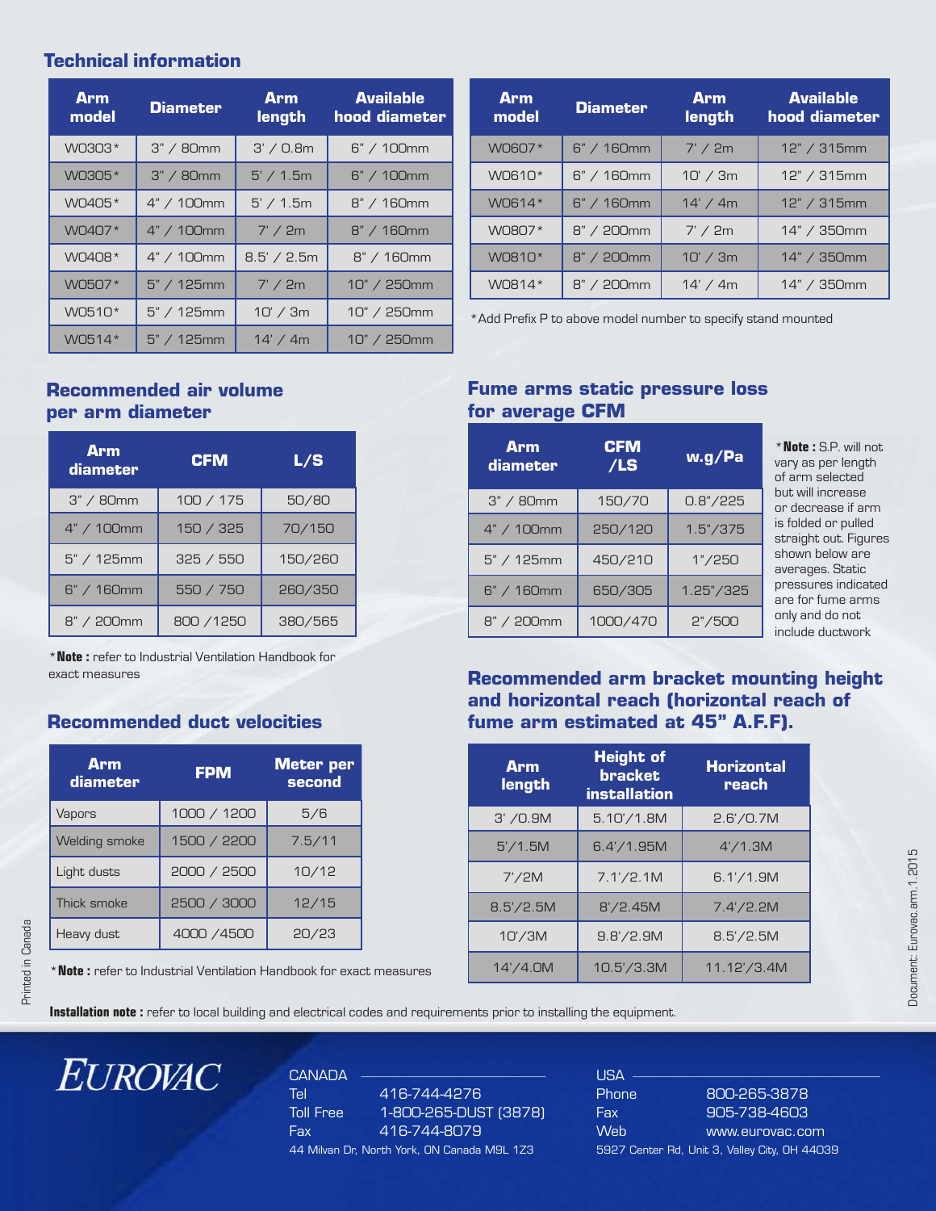## Technical information

| Arm model | Diameter | Arm length | Available hood diameter |
|---|---|---|---|
| W0303* | 3" / 80mm | 3' / 0.8m | 6" / 100mm |
| W0305* | 3" / 80mm | 5' / 1.5m | 6" / 100mm |
| W0405* | 4" / 100mm | 5' / 1.5m | 8" / 160mm |
| W0407* | 4" / 100mm | 7' / 2m | 8" / 160mm |
| W0408* | 4" / 100mm | 8.5' / 2.5m | 8" / 160mm |
| W0507* | 5" / 125mm | 7' / 2m | 10" / 250mm |
| W0510* | 5" / 125mm | 10' / 3m | 10" / 250mm |
| W0514* | 5" / 125mm | 14' / 4m | 10" / 250mm |
| W0607* | 6" / 160mm | 7' / 2m | 12" / 315mm |
| W0610* | 6" / 160mm | 10' / 3m | 12" / 315mm |
| W0614* | 6" / 160mm | 14' / 4m | 12" / 315mm |
| W0807* | 8" / 200mm | 7' / 2m | 14" / 350mm |
| W0810* | 8" / 200mm | 10' / 3m | 14" / 350mm |
| W0814* | 8" / 200mm | 14' / 4m | 14" / 350mm |

*Add Prefix P to above model number to specify stand mounted

## Recommended air volume per arm diameter

| Arm diameter | CFM | L/S |
|---|---|---|
| 3" / 80mm | 100 / 175 | 50/80 |
| 4" / 100mm | 150 / 325 | 70/150 |
| 5" / 125mm | 325 / 550 | 150/260 |
| 6" / 160mm | 550 / 750 | 260/350 |
| 8" / 200mm | 800 /1250 | 380/565 |

***Note :** refer to Industrial Ventilation Handbook for exact measures

## Recommended duct velocities

| Arm diameter | FPM | Meter per second |
|---|---|---|
| Vapors | 1000 / 1200 | 5/6 |
| Welding smoke | 1500 / 2200 | 7.5/11 |
| Light dusts | 2000 / 2500 | 10/12 |
| Thick smoke | 2500 / 3000 | 12/15 |
| Heavy dust | 4000 /4500 | 20/23 |

***Note :** refer to Industrial Ventilation Handbook for exact measures

## Fume arms static pressure loss for average CFM

| Arm diameter | CFM /LS | w.g/Pa |
|---|---|---|
| 3" / 80mm | 150/70 | 0.8"/225 |
| 4" / 100mm | 250/120 | 1.5"/375 |
| 5" / 125mm | 450/210 | 1"/250 |
| 6" / 160mm | 650/305 | 1.25"/325 |
| 8" / 200mm | 1000/470 | 2"/500 |

***Note :** S.P. will not vary as per length of arm selected but will increase or decrease if arm is folded or pulled straight out. Figures shown below are averages. Static pressures indicated are for fume arms only and do not include ductwork

## Recommended arm bracket mounting height and horizontal reach (horizontal reach of fume arm estimated at 45" A.F.F).

| Arm length | Height of bracket installation | Horizontal reach |
|---|---|---|
| 3' /0.9M | 5.10'/1.8M | 2.6'/0.7M |
| 5'/1.5M | 6.4'/1.95M | 4'/1.3M |
| 7'/2M | 7.1'/2.1M | 6.1'/1.9M |
| 8.5'/2.5M | 8'/2.45M | 7.4'/2.2M |
| 10'/3M | 9.8'/2.9M | 8.5'/2.5M |
| 14'/4.0M | 10.5'/3.3M | 11.12'/3.4M |

**Installation note :** refer to local building and electrical codes and requirements prior to installing the equipment.

Printed in Canada

Document: Eurovac.arm.1.2015

EUROVAC

CANADA
Tel 416-744-4276
Toll Free 1-800-265-DUST (3878)
Fax 416-744-8079
44 Milvan Dr, North York, ON Canada M9L 1Z3

USA
Phone 800-265-3878
Fax 905-738-4603
Web www.eurovac.com
5927 Center Rd, Unit 3, Valley City, OH 44039